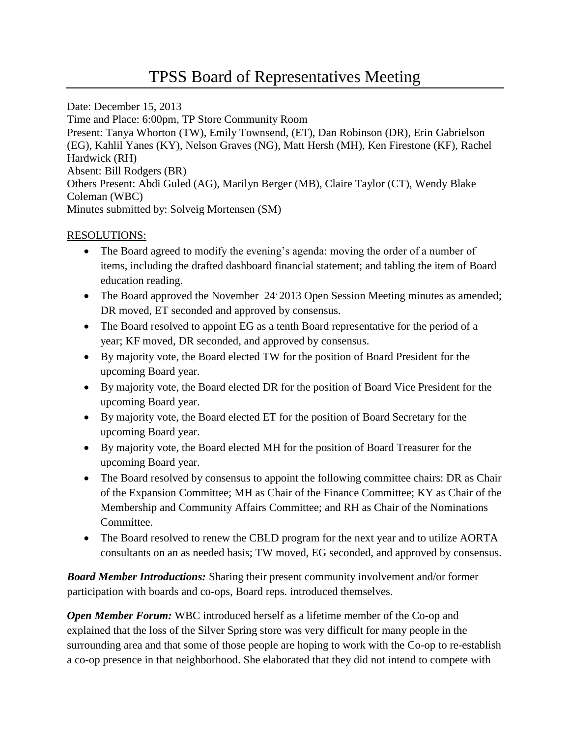# TPSS Board of Representatives Meeting

Date: December 15, 2013
Time and Place: 6:00pm, TP Store Community Room
Present: Tanya Whorton (TW), Emily Townsend, (ET), Dan Robinson (DR), Erin Gabrielson (EG), Kahlil Yanes (KY), Nelson Graves (NG), Matt Hersh (MH), Ken Firestone (KF), Rachel Hardwick (RH)
Absent: Bill Rodgers (BR)
Others Present: Abdi Guled (AG), Marilyn Berger (MB), Claire Taylor (CT), Wendy Blake Coleman (WBC)
Minutes submitted by: Solveig Mortensen (SM)

RESOLUTIONS:

- The Board agreed to modify the evening's agenda: moving the order of a number of items, including the drafted dashboard financial statement; and tabling the item of Board education reading.
- The Board approved the November 24, 2013 Open Session Meeting minutes as amended; DR moved, ET seconded and approved by consensus.
- The Board resolved to appoint EG as a tenth Board representative for the period of a year; KF moved, DR seconded, and approved by consensus.
- By majority vote, the Board elected TW for the position of Board President for the upcoming Board year.
- By majority vote, the Board elected DR for the position of Board Vice President for the upcoming Board year.
- By majority vote, the Board elected ET for the position of Board Secretary for the upcoming Board year.
- By majority vote, the Board elected MH for the position of Board Treasurer for the upcoming Board year.
- The Board resolved by consensus to appoint the following committee chairs: DR as Chair of the Expansion Committee; MH as Chair of the Finance Committee; KY as Chair of the Membership and Community Affairs Committee; and RH as Chair of the Nominations Committee.
- The Board resolved to renew the CBLD program for the next year and to utilize AORTA consultants on an as needed basis; TW moved, EG seconded, and approved by consensus.

***Board Member Introductions:*** Sharing their present community involvement and/or former participation with boards and co-ops, Board reps. introduced themselves.

***Open Member Forum:*** WBC introduced herself as a lifetime member of the Co-op and explained that the loss of the Silver Spring store was very difficult for many people in the surrounding area and that some of those people are hoping to work with the Co-op to re-establish a co-op presence in that neighborhood. She elaborated that they did not intend to compete with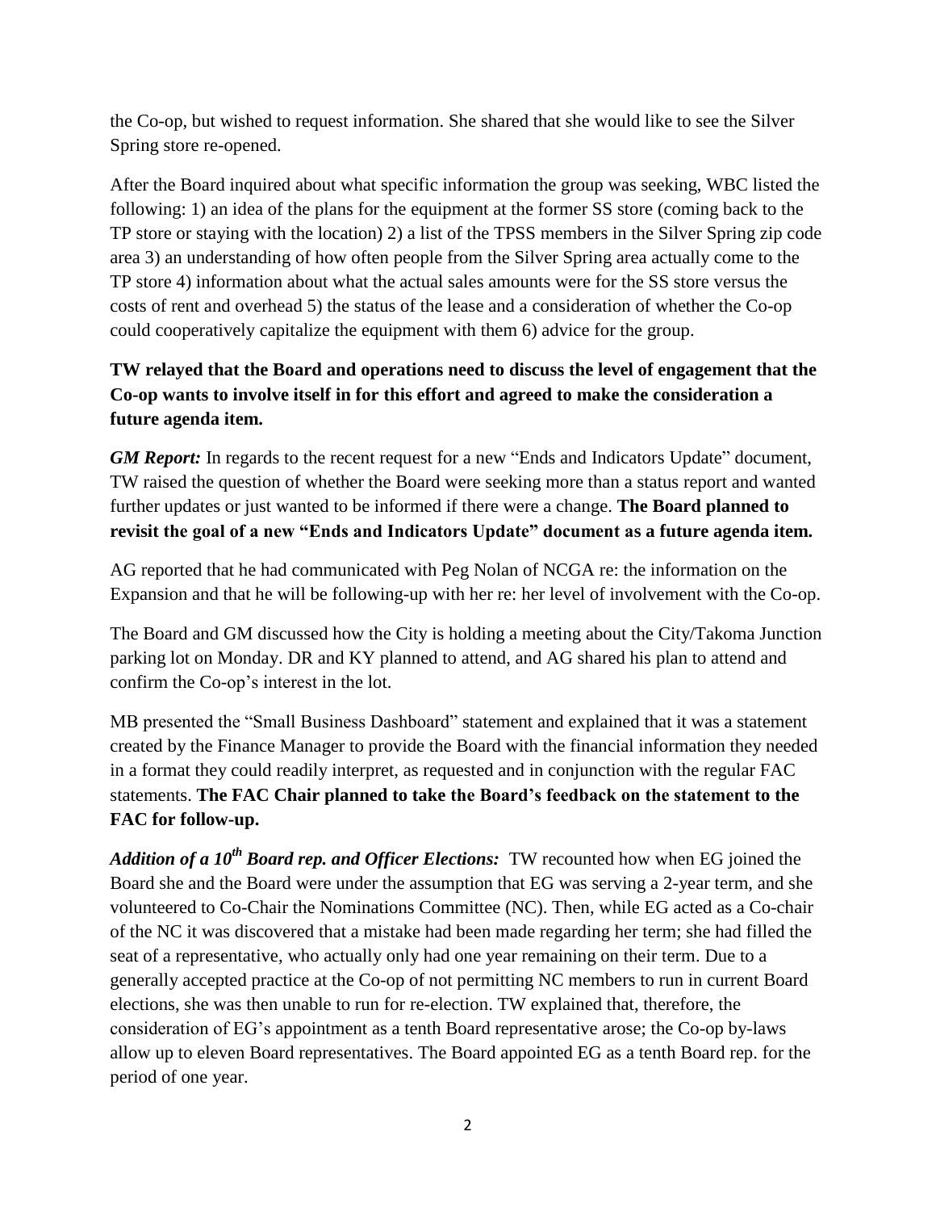the Co-op, but wished to request information. She shared that she would like to see the Silver Spring store re-opened.

After the Board inquired about what specific information the group was seeking, WBC listed the following: 1) an idea of the plans for the equipment at the former SS store (coming back to the TP store or staying with the location) 2) a list of the TPSS members in the Silver Spring zip code area 3) an understanding of how often people from the Silver Spring area actually come to the TP store 4) information about what the actual sales amounts were for the SS store versus the costs of rent and overhead 5) the status of the lease and a consideration of whether the Co-op could cooperatively capitalize the equipment with them 6) advice for the group.

**TW relayed that the Board and operations need to discuss the level of engagement that the Co-op wants to involve itself in for this effort and agreed to make the consideration a future agenda item.**

***GM Report:*** In regards to the recent request for a new "Ends and Indicators Update" document, TW raised the question of whether the Board were seeking more than a status report and wanted further updates or just wanted to be informed if there were a change. **The Board planned to revisit the goal of a new "Ends and Indicators Update" document as a future agenda item.**

AG reported that he had communicated with Peg Nolan of NCGA re: the information on the Expansion and that he will be following-up with her re: her level of involvement with the Co-op.

The Board and GM discussed how the City is holding a meeting about the City/Takoma Junction parking lot on Monday. DR and KY planned to attend, and AG shared his plan to attend and confirm the Co-op's interest in the lot.

MB presented the "Small Business Dashboard" statement and explained that it was a statement created by the Finance Manager to provide the Board with the financial information they needed in a format they could readily interpret, as requested and in conjunction with the regular FAC statements. **The FAC Chair planned to take the Board's feedback on the statement to the FAC for follow-up.**

***Addition of a 10th Board rep. and Officer Elections:*** TW recounted how when EG joined the Board she and the Board were under the assumption that EG was serving a 2-year term, and she volunteered to Co-Chair the Nominations Committee (NC). Then, while EG acted as a Co-chair of the NC it was discovered that a mistake had been made regarding her term; she had filled the seat of a representative, who actually only had one year remaining on their term. Due to a generally accepted practice at the Co-op of not permitting NC members to run in current Board elections, she was then unable to run for re-election. TW explained that, therefore, the consideration of EG's appointment as a tenth Board representative arose; the Co-op by-laws allow up to eleven Board representatives. The Board appointed EG as a tenth Board rep. for the period of one year.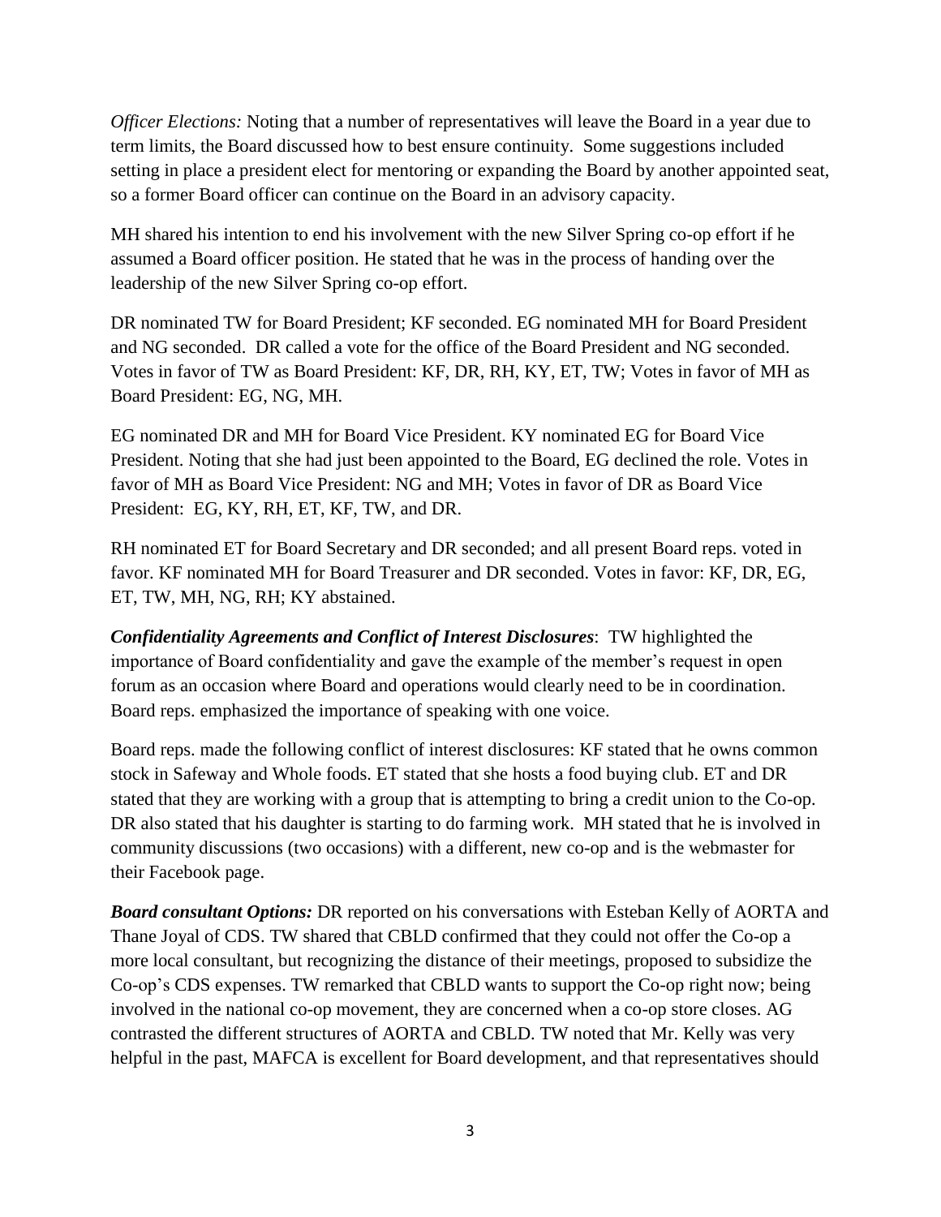*Officer Elections:* Noting that a number of representatives will leave the Board in a year due to term limits, the Board discussed how to best ensure continuity. Some suggestions included setting in place a president elect for mentoring or expanding the Board by another appointed seat, so a former Board officer can continue on the Board in an advisory capacity.

MH shared his intention to end his involvement with the new Silver Spring co-op effort if he assumed a Board officer position. He stated that he was in the process of handing over the leadership of the new Silver Spring co-op effort.

DR nominated TW for Board President; KF seconded. EG nominated MH for Board President and NG seconded. DR called a vote for the office of the Board President and NG seconded. Votes in favor of TW as Board President: KF, DR, RH, KY, ET, TW; Votes in favor of MH as Board President: EG, NG, MH.

EG nominated DR and MH for Board Vice President. KY nominated EG for Board Vice President. Noting that she had just been appointed to the Board, EG declined the role. Votes in favor of MH as Board Vice President: NG and MH; Votes in favor of DR as Board Vice President: EG, KY, RH, ET, KF, TW, and DR.

RH nominated ET for Board Secretary and DR seconded; and all present Board reps. voted in favor. KF nominated MH for Board Treasurer and DR seconded. Votes in favor: KF, DR, EG, ET, TW, MH, NG, RH; KY abstained.

***Confidentiality Agreements and Conflict of Interest Disclosures***: TW highlighted the importance of Board confidentiality and gave the example of the member's request in open forum as an occasion where Board and operations would clearly need to be in coordination. Board reps. emphasized the importance of speaking with one voice.

Board reps. made the following conflict of interest disclosures: KF stated that he owns common stock in Safeway and Whole foods. ET stated that she hosts a food buying club. ET and DR stated that they are working with a group that is attempting to bring a credit union to the Co-op. DR also stated that his daughter is starting to do farming work. MH stated that he is involved in community discussions (two occasions) with a different, new co-op and is the webmaster for their Facebook page.

***Board consultant Options:*** DR reported on his conversations with Esteban Kelly of AORTA and Thane Joyal of CDS. TW shared that CBLD confirmed that they could not offer the Co-op a more local consultant, but recognizing the distance of their meetings, proposed to subsidize the Co-op's CDS expenses. TW remarked that CBLD wants to support the Co-op right now; being involved in the national co-op movement, they are concerned when a co-op store closes. AG contrasted the different structures of AORTA and CBLD. TW noted that Mr. Kelly was very helpful in the past, MAFCA is excellent for Board development, and that representatives should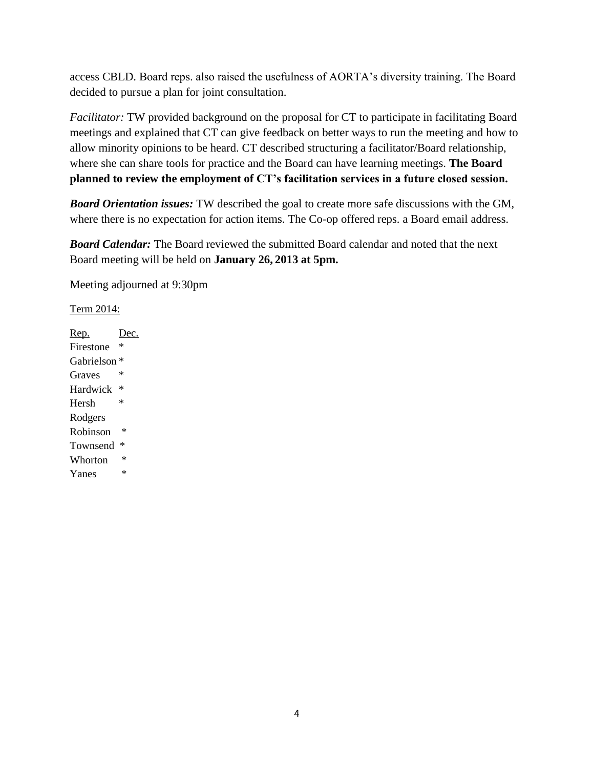access CBLD. Board reps. also raised the usefulness of AORTA's diversity training. The Board decided to pursue a plan for joint consultation.

*Facilitator:* TW provided background on the proposal for CT to participate in facilitating Board meetings and explained that CT can give feedback on better ways to run the meeting and how to allow minority opinions to be heard. CT described structuring a facilitator/Board relationship, where she can share tools for practice and the Board can have learning meetings. **The Board planned to review the employment of CT's facilitation services in a future closed session.**

***Board Orientation issues:*** TW described the goal to create more safe discussions with the GM, where there is no expectation for action items. The Co-op offered reps. a Board email address.

***Board Calendar:*** The Board reviewed the submitted Board calendar and noted that the next Board meeting will be held on **January 26, 2013 at 5pm.**

Meeting adjourned at 9:30pm

Term 2014:

| Rep. | Dec. |
| --- | --- |
| Firestone | * |
| Gabrielson | * |
| Graves | * |
| Hardwick | * |
| Hersh | * |
| Rodgers | |
| Robinson | * |
| Townsend | * |
| Whorton | * |
| Yanes | * |